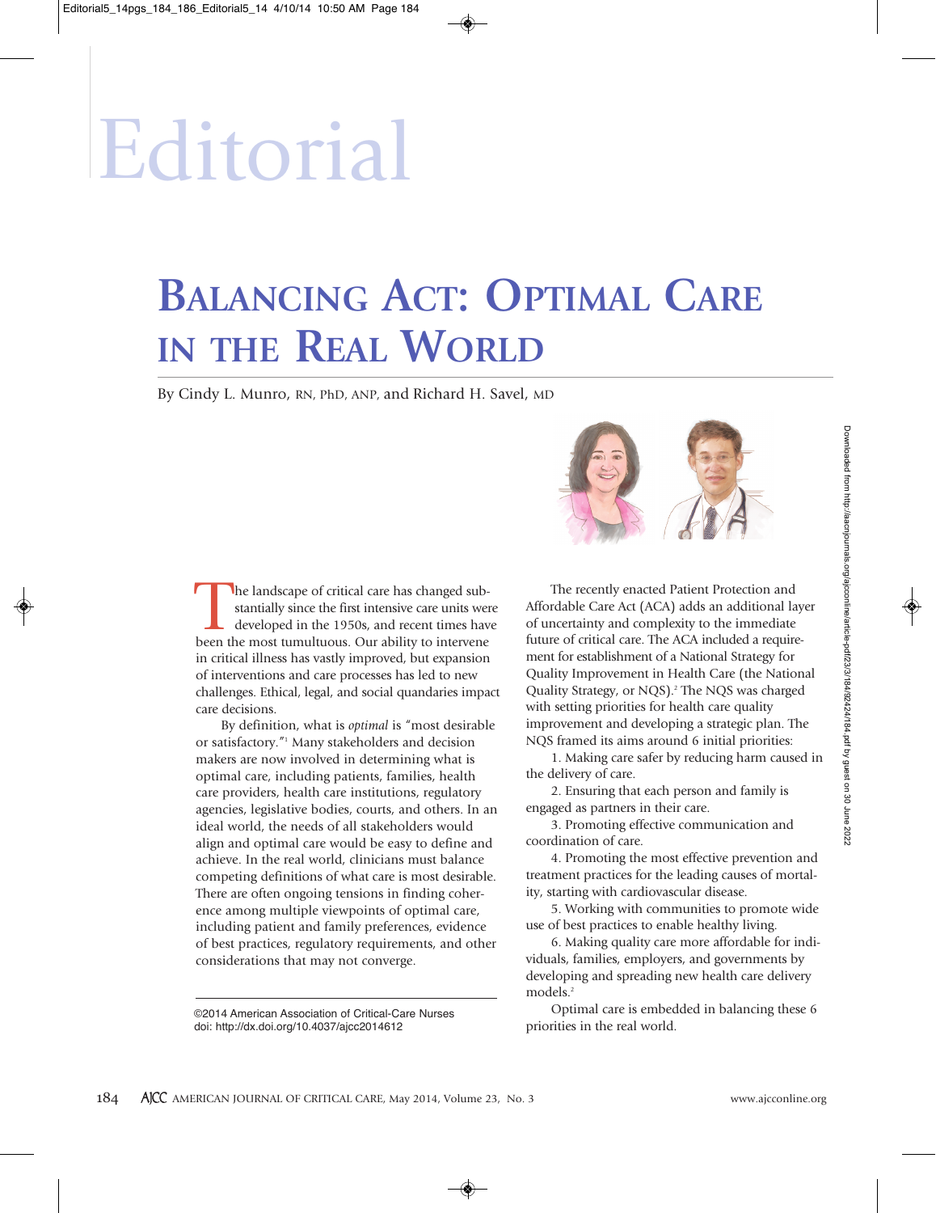# Editorial

## Balancing Act: Optimal Care in the Real World

By Cindy L. Munro, RN, PhD, ANP, and Richard H. Savel, MD

The landscape of critical care has changed substantially since the first intensive care units were developed in the 1950s, and recent times have been the most tumultuous. Our ability to intervene in critical illness has vastly improved, but expansion of interventions and care processes has led to new challenges. Ethical, legal, and social quandaries impact care decisions.

By definition, what is *optimal* is "most desirable or satisfactory."[1] Many stakeholders and decision makers are now involved in determining what is optimal care, including patients, families, health care providers, health care institutions, regulatory agencies, legislative bodies, courts, and others. In an ideal world, the needs of all stakeholders would align and optimal care would be easy to define and achieve. In the real world, clinicians must balance competing definitions of what care is most desirable. There are often ongoing tensions in finding coherence among multiple viewpoints of optimal care, including patient and family preferences, evidence of best practices, regulatory requirements, and other considerations that may not converge.

The recently enacted Patient Protection and Affordable Care Act (ACA) adds an additional layer of uncertainty and complexity to the immediate future of critical care. The ACA included a requirement for establishment of a National Strategy for Quality Improvement in Health Care (the National Quality Strategy, or NQS).[2] The NQS was charged with setting priorities for health care quality improvement and developing a strategic plan. The NQS framed its aims around 6 initial priorities:

1. Making care safer by reducing harm caused in the delivery of care.
2. Ensuring that each person and family is engaged as partners in their care.
3. Promoting effective communication and coordination of care.
4. Promoting the most effective prevention and treatment practices for the leading causes of mortality, starting with cardiovascular disease.
5. Working with communities to promote wide use of best practices to enable healthy living.
6. Making quality care more affordable for individuals, families, employers, and governments by developing and spreading new health care delivery models.[2]

Optimal care is embedded in balancing these 6 priorities in the real world.

©2014 American Association of Critical-Care Nurses
doi: http://dx.doi.org/10.4037/ajcc2014612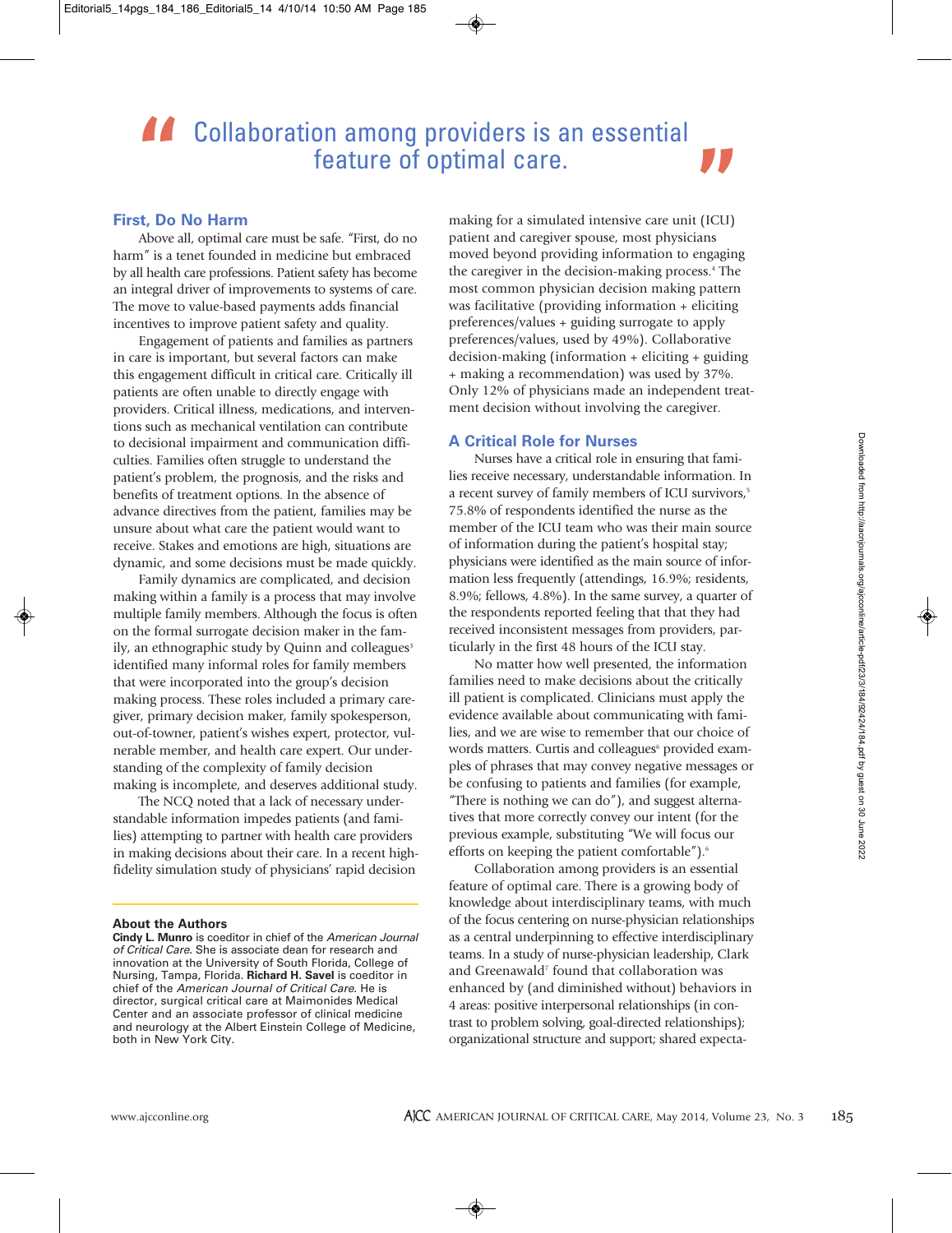> Collaboration among providers is an essential feature of optimal care.

## First, Do No Harm

Above all, optimal care must be safe. "First, do no harm" is a tenet founded in medicine but embraced by all health care professions. Patient safety has become an integral driver of improvements to systems of care. The move to value-based payments adds financial incentives to improve patient safety and quality.

Engagement of patients and families as partners in care is important, but several factors can make this engagement difficult in critical care. Critically ill patients are often unable to directly engage with providers. Critical illness, medications, and interventions such as mechanical ventilation can contribute to decisional impairment and communication difficulties. Families often struggle to understand the patient's problem, the prognosis, and the risks and benefits of treatment options. In the absence of advance directives from the patient, families may be unsure about what care the patient would want to receive. Stakes and emotions are high, situations are dynamic, and some decisions must be made quickly.

Family dynamics are complicated, and decision making within a family is a process that may involve multiple family members. Although the focus is often on the formal surrogate decision maker in the family, an ethnographic study by Quinn and colleagues[3] identified many informal roles for family members that were incorporated into the group's decision making process. These roles included a primary caregiver, primary decision maker, family spokesperson, out-of-towner, patient's wishes expert, protector, vulnerable member, and health care expert. Our understanding of the complexity of family decision making is incomplete, and deserves additional study.

The NCQ noted that a lack of necessary understandable information impedes patients (and families) attempting to partner with health care providers in making decisions about their care. In a recent high-fidelity simulation study of physicians' rapid decision making for a simulated intensive care unit (ICU) patient and caregiver spouse, most physicians moved beyond providing information to engaging the caregiver in the decision-making process.[4] The most common physician decision making pattern was facilitative (providing information + eliciting preferences/values + guiding surrogate to apply preferences/values, used by 49%). Collaborative decision-making (information + eliciting + guiding + making a recommendation) was used by 37%. Only 12% of physicians made an independent treatment decision without involving the caregiver.

## A Critical Role for Nurses

Nurses have a critical role in ensuring that families receive necessary, understandable information. In a recent survey of family members of ICU survivors,[5] 75.8% of respondents identified the nurse as the member of the ICU team who was their main source of information during the patient's hospital stay; physicians were identified as the main source of information less frequently (attendings, 16.9%; residents, 8.9%; fellows, 4.8%). In the same survey, a quarter of the respondents reported feeling that that they had received inconsistent messages from providers, particularly in the first 48 hours of the ICU stay.

No matter how well presented, the information families need to make decisions about the critically ill patient is complicated. Clinicians must apply the evidence available about communicating with families, and we are wise to remember that our choice of words matters. Curtis and colleagues[6] provided examples of phrases that may convey negative messages or be confusing to patients and families (for example, "There is nothing we can do"), and suggest alternatives that more correctly convey our intent (for the previous example, substituting "We will focus our efforts on keeping the patient comfortable").[6]

Collaboration among providers is an essential feature of optimal care. There is a growing body of knowledge about interdisciplinary teams, with much of the focus centering on nurse-physician relationships as a central underpinning to effective interdisciplinary teams. In a study of nurse-physician leadership, Clark and Greenawald[7] found that collaboration was enhanced by (and diminished without) behaviors in 4 areas: positive interpersonal relationships (in contrast to problem solving, goal-directed relationships); organizational structure and support; shared expecta-

### About the Authors

**Cindy L. Munro** is coeditor in chief of the *American Journal of Critical Care*. She is associate dean for research and innovation at the University of South Florida, College of Nursing, Tampa, Florida. **Richard H. Savel** is coeditor in chief of the *American Journal of Critical Care*. He is director, surgical critical care at Maimonides Medical Center and an associate professor of clinical medicine and neurology at the Albert Einstein College of Medicine, both in New York City.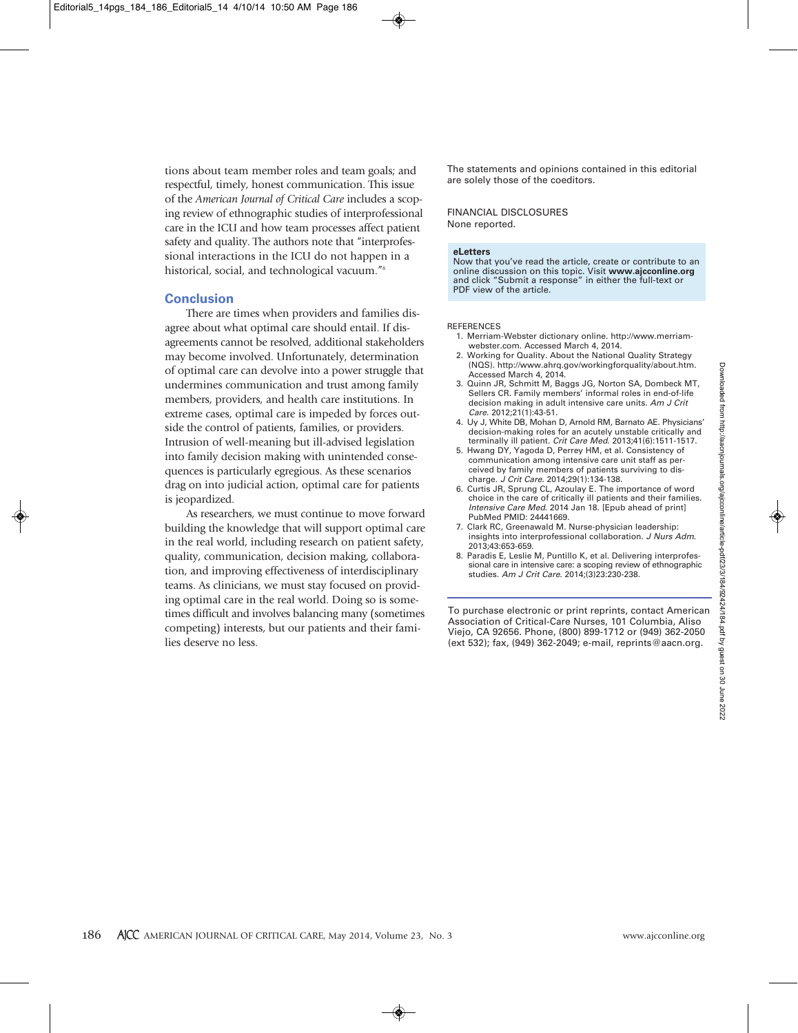tions about team member roles and team goals; and respectful, timely, honest communication. This issue of the *American Journal of Critical Care* includes a scoping review of ethnographic studies of interprofessional care in the ICU and how team processes affect patient safety and quality. The authors note that "interprofessional interactions in the ICU do not happen in a historical, social, and technological vacuum."[8]

## Conclusion

There are times when providers and families disagree about what optimal care should entail. If disagreements cannot be resolved, additional stakeholders may become involved. Unfortunately, determination of optimal care can devolve into a power struggle that undermines communication and trust among family members, providers, and health care institutions. In extreme cases, optimal care is impeded by forces outside the control of patients, families, or providers. Intrusion of well-meaning but ill-advised legislation into family decision making with unintended consequences is particularly egregious. As these scenarios drag on into judicial action, optimal care for patients is jeopardized.

As researchers, we must continue to move forward building the knowledge that will support optimal care in the real world, including research on patient safety, quality, communication, decision making, collaboration, and improving effectiveness of interdisciplinary teams. As clinicians, we must stay focused on providing optimal care in the real world. Doing so is sometimes difficult and involves balancing many (sometimes competing) interests, but our patients and their families deserve no less.

The statements and opinions contained in this editorial are solely those of the coeditors.

FINANCIAL DISCLOSURES
None reported.

**eLetters**
Now that you've read the article, create or contribute to an online discussion on this topic. Visit **www.ajcconline.org** and click "Submit a response" in either the full-text or PDF view of the article.

REFERENCES

1. Merriam-Webster dictionary online. http://www.merriam-webster.com. Accessed March 4, 2014.
2. Working for Quality. About the National Quality Strategy (NQS). http://www.ahrq.gov/workingforquality/about.htm. Accessed March 4, 2014.
3. Quinn JR, Schmitt M, Baggs JG, Norton SA, Dombeck MT, Sellers CR. Family members' informal roles in end-of-life decision making in adult intensive care units. *Am J Crit Care*. 2012;21(1):43-51.
4. Uy J, White DB, Mohan D, Arnold RM, Barnato AE. Physicians' decision-making roles for an acutely unstable critically and terminally ill patient. *Crit Care Med*. 2013;41(6):1511-1517.
5. Hwang DY, Yagoda D, Perrey HM, et al. Consistency of communication among intensive care unit staff as perceived by family members of patients surviving to discharge. *J Crit Care*. 2014;29(1):134-138.
6. Curtis JR, Sprung CL, Azoulay E. The importance of word choice in the care of critically ill patients and their families. *Intensive Care Med*. 2014 Jan 18. [Epub ahead of print] PubMed PMID: 24441669.
7. Clark RC, Greenawald M. Nurse-physician leadership: insights into interprofessional collaboration. *J Nurs Adm*. 2013;43:653-659.
8. Paradis E, Leslie M, Puntillo K, et al. Delivering interprofessional care in intensive care: a scoping review of ethnographic studies. *Am J Crit Care*. 2014;(3)23:230-238.

To purchase electronic or print reprints, contact American Association of Critical-Care Nurses, 101 Columbia, Aliso Viejo, CA 92656. Phone, (800) 899-1712 or (949) 362-2050 (ext 532); fax, (949) 362-2049; e-mail, reprints@aacn.org.